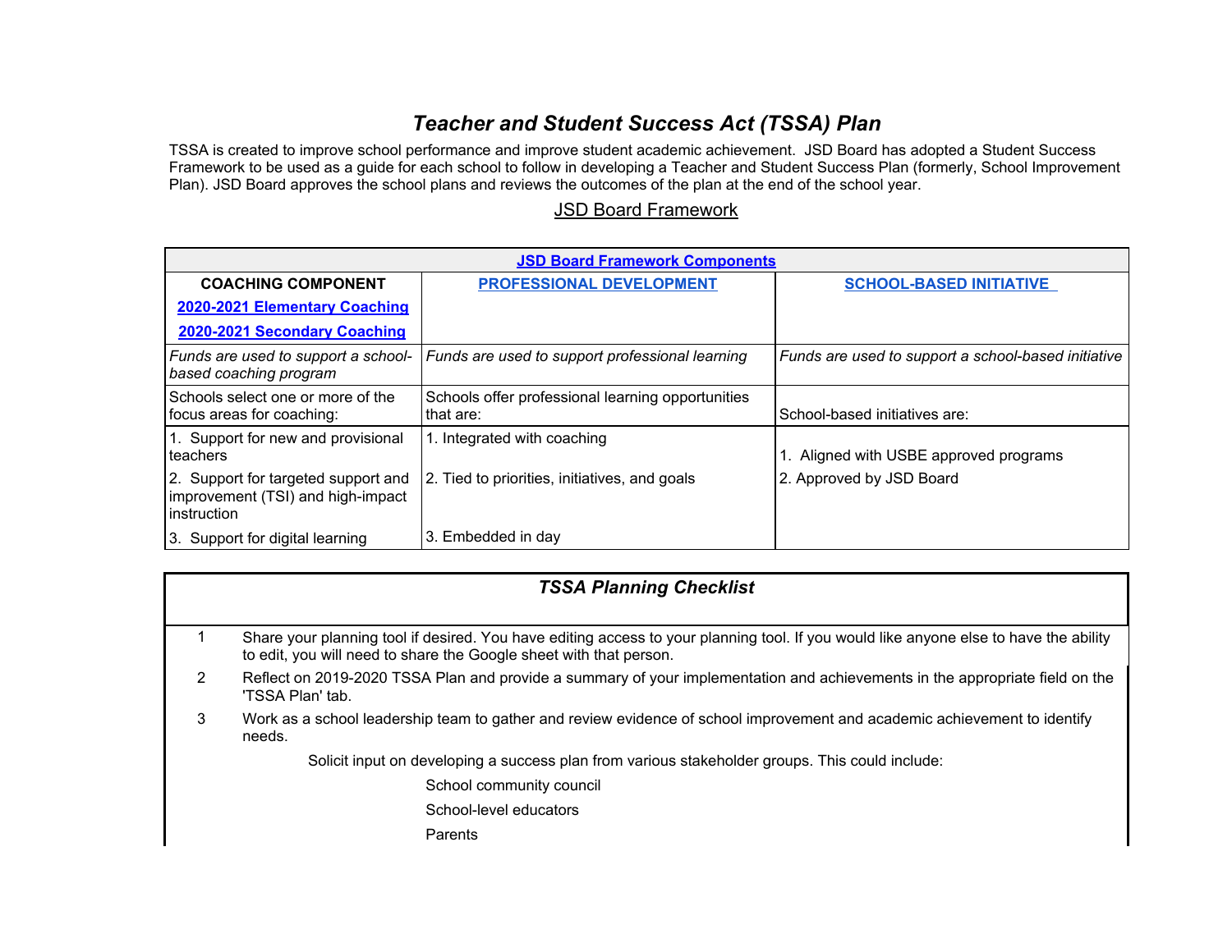# *Teacher and Student Success Act (TSSA) Plan*

TSSA is created to improve school performance and improve student academic achievement. JSD Board has adopted a Student Success Framework to be used as a guide for each school to follow in developing a Teacher and Student Success Plan (formerly, School Improvement Plan). JSD Board approves the school plans and reviews the outcomes of the plan at the end of the school year.

JSD Board Framework

| **JSD Board Framework Components** | | |
|---|---|---|
| **COACHING COMPONENT**<br>**2020-2021 Elementary Coaching**<br>**2020-2021 Secondary Coaching** | **PROFESSIONAL DEVELOPMENT** | **SCHOOL-BASED INITIATIVE** |
| *Funds are used to support a school-based coaching program* | *Funds are used to support professional learning* | *Funds are used to support a school-based initiative* |
| Schools select one or more of the focus areas for coaching: | Schools offer professional learning opportunities that are: | School-based initiatives are: |
| 1. Support for new and provisional teachers<br>2. Support for targeted support and improvement (TSI) and high-impact instruction<br>3. Support for digital learning | 1. Integrated with coaching<br>2. Tied to priorities, initiatives, and goals<br>3. Embedded in day | 1. Aligned with USBE approved programs<br>2. Approved by JSD Board |

## *TSSA Planning Checklist*

1. Share your planning tool if desired. You have editing access to your planning tool. If you would like anyone else to have the ability to edit, you will need to share the Google sheet with that person.
2. Reflect on 2019-2020 TSSA Plan and provide a summary of your implementation and achievements in the appropriate field on the 'TSSA Plan' tab.
3. Work as a school leadership team to gather and review evidence of school improvement and academic achievement to identify needs.

   Solicit input on developing a success plan from various stakeholder groups. This could include:

   - School community council
   - School-level educators
   - Parents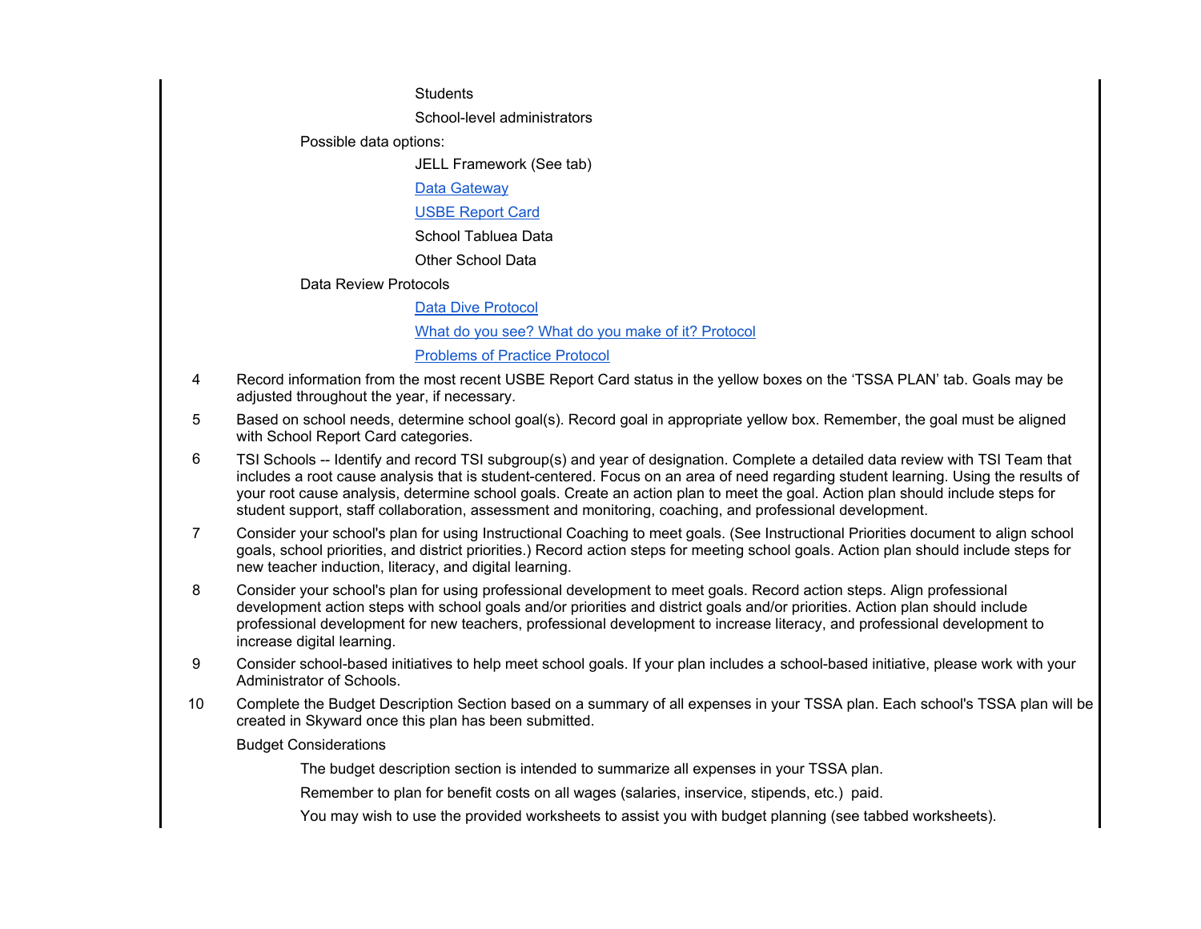- Students
    - School-level administrators
  - Possible data options:
    - JELL Framework (See tab)
    - Data Gateway
    - USBE Report Card
    - School Tabluea Data
    - Other School Data
  - Data Review Protocols
    - Data Dive Protocol
    - What do you see? What do you make of it? Protocol
    - Problems of Practice Protocol

4. Record information from the most recent USBE Report Card status in the yellow boxes on the 'TSSA PLAN' tab. Goals may be adjusted throughout the year, if necessary.
5. Based on school needs, determine school goal(s). Record goal in appropriate yellow box. Remember, the goal must be aligned with School Report Card categories.
6. TSI Schools -- Identify and record TSI subgroup(s) and year of designation. Complete a detailed data review with TSI Team that includes a root cause analysis that is student-centered. Focus on an area of need regarding student learning. Using the results of your root cause analysis, determine school goals. Create an action plan to meet the goal. Action plan should include steps for student support, staff collaboration, assessment and monitoring, coaching, and professional development.
7. Consider your school's plan for using Instructional Coaching to meet goals. (See Instructional Priorities document to align school goals, school priorities, and district priorities.) Record action steps for meeting school goals. Action plan should include steps for new teacher induction, literacy, and digital learning.
8. Consider your school's plan for using professional development to meet goals. Record action steps. Align professional development action steps with school goals and/or priorities and district goals and/or priorities. Action plan should include professional development for new teachers, professional development to increase literacy, and professional development to increase digital learning.
9. Consider school-based initiatives to help meet school goals. If your plan includes a school-based initiative, please work with your Administrator of Schools.
10. Complete the Budget Description Section based on a summary of all expenses in your TSSA plan. Each school's TSSA plan will be created in Skyward once this plan has been submitted.

    Budget Considerations

    - The budget description section is intended to summarize all expenses in your TSSA plan.
    - Remember to plan for benefit costs on all wages (salaries, inservice, stipends, etc.) paid.
    - You may wish to use the provided worksheets to assist you with budget planning (see tabbed worksheets).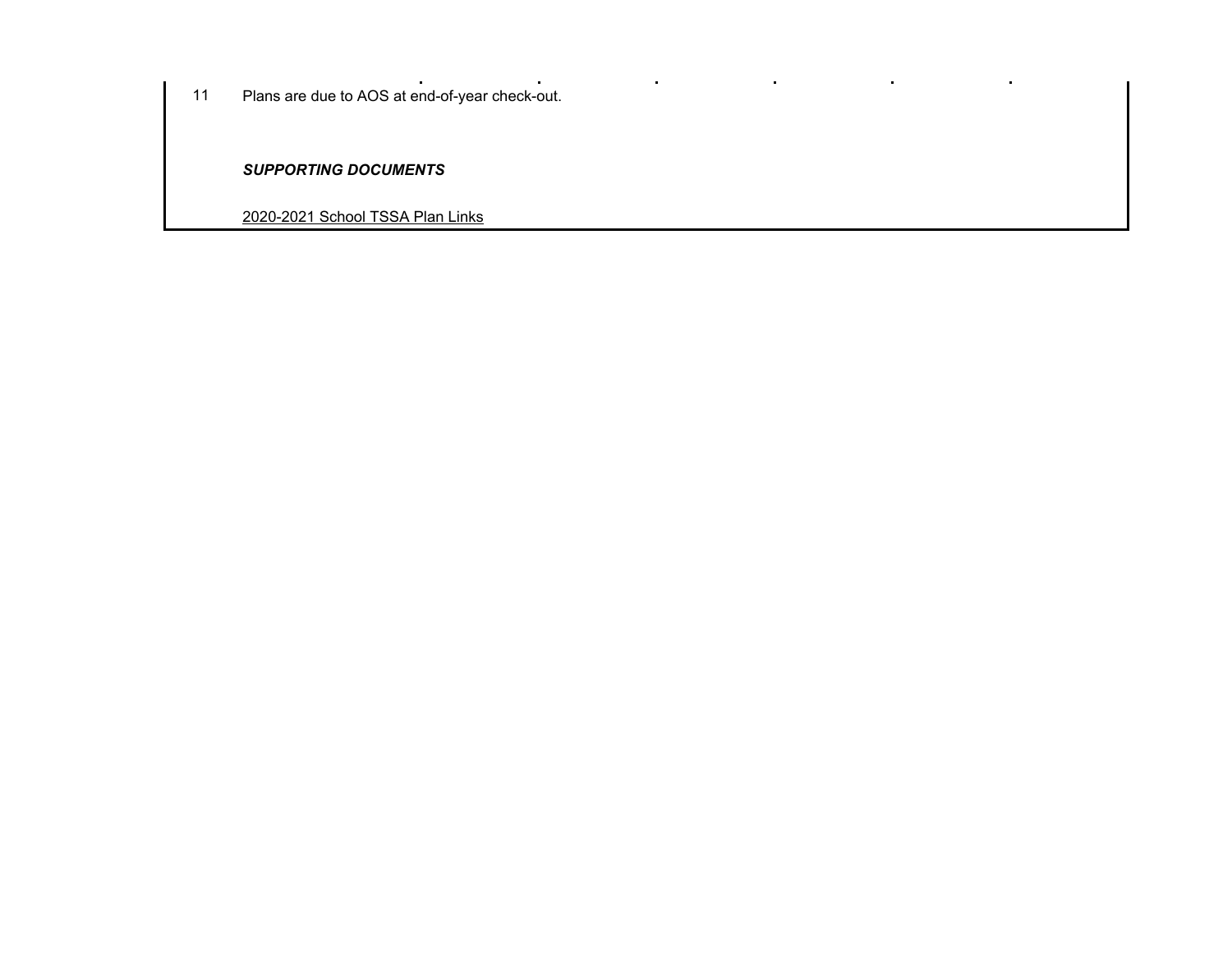11 Plans are due to AOS at end-of-year check-out.

***SUPPORTING DOCUMENTS***

2020-2021 School TSSA Plan Links